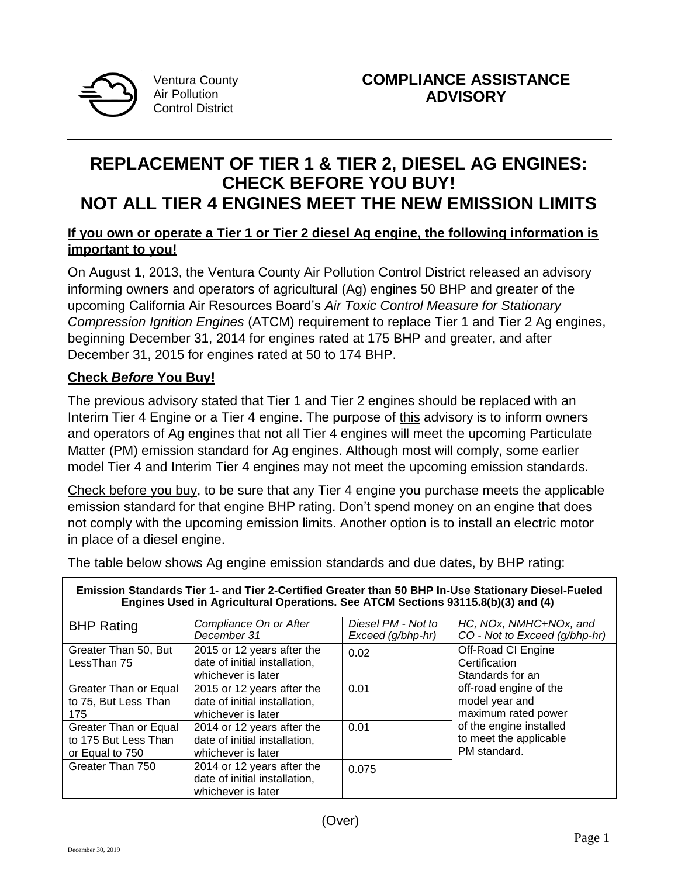Ventura County
Air Pollution
Control District

**COMPLIANCE ASSISTANCE ADVISORY**

# REPLACEMENT OF TIER 1 & TIER 2, DIESEL AG ENGINES: CHECK BEFORE YOU BUY! NOT ALL TIER 4 ENGINES MEET THE NEW EMISSION LIMITS

**If you own or operate a Tier 1 or Tier 2 diesel Ag engine, the following information is important to you!**

On August 1, 2013, the Ventura County Air Pollution Control District released an advisory informing owners and operators of agricultural (Ag) engines 50 BHP and greater of the upcoming California Air Resources Board's *Air Toxic Control Measure for Stationary Compression Ignition Engines* (ATCM) requirement to replace Tier 1 and Tier 2 Ag engines, beginning December 31, 2014 for engines rated at 175 BHP and greater, and after December 31, 2015 for engines rated at 50 to 174 BHP.

**Check *Before* You Buy!**

The previous advisory stated that Tier 1 and Tier 2 engines should be replaced with an Interim Tier 4 Engine or a Tier 4 engine. The purpose of this advisory is to inform owners and operators of Ag engines that not all Tier 4 engines will meet the upcoming Particulate Matter (PM) emission standard for Ag engines. Although most will comply, some earlier model Tier 4 and Interim Tier 4 engines may not meet the upcoming emission standards.

Check before you buy, to be sure that any Tier 4 engine you purchase meets the applicable emission standard for that engine BHP rating. Don't spend money on an engine that does not comply with the upcoming emission limits. Another option is to install an electric motor in place of a diesel engine.

The table below shows Ag engine emission standards and due dates, by BHP rating:

**Emission Standards Tier 1- and Tier 2-Certified Greater than 50 BHP In-Use Stationary Diesel-Fueled Engines Used in Agricultural Operations. See ATCM Sections 93115.8(b)(3) and (4)**

| BHP Rating | *Compliance On or After December 31* | *Diesel PM - Not to Exceed (g/bhp-hr)* | *HC, NOx, NMHC+NOx, and CO - Not to Exceed (g/bhp-hr)* |
|---|---|---|---|
| Greater Than 50, But LessThan 75 | 2015 or 12 years after the date of initial installation, whichever is later | 0.02 | Off-Road CI Engine Certification Standards for an off-road engine of the model year and maximum rated power of the engine installed to meet the applicable PM standard. |
| Greater Than or Equal to 75, But Less Than 175 | 2015 or 12 years after the date of initial installation, whichever is later | 0.01 | |
| Greater Than or Equal to 175 But Less Than or Equal to 750 | 2014 or 12 years after the date of initial installation, whichever is later | 0.01 | |
| Greater Than 750 | 2014 or 12 years after the date of initial installation, whichever is later | 0.075 | |

(Over)

December 30, 2019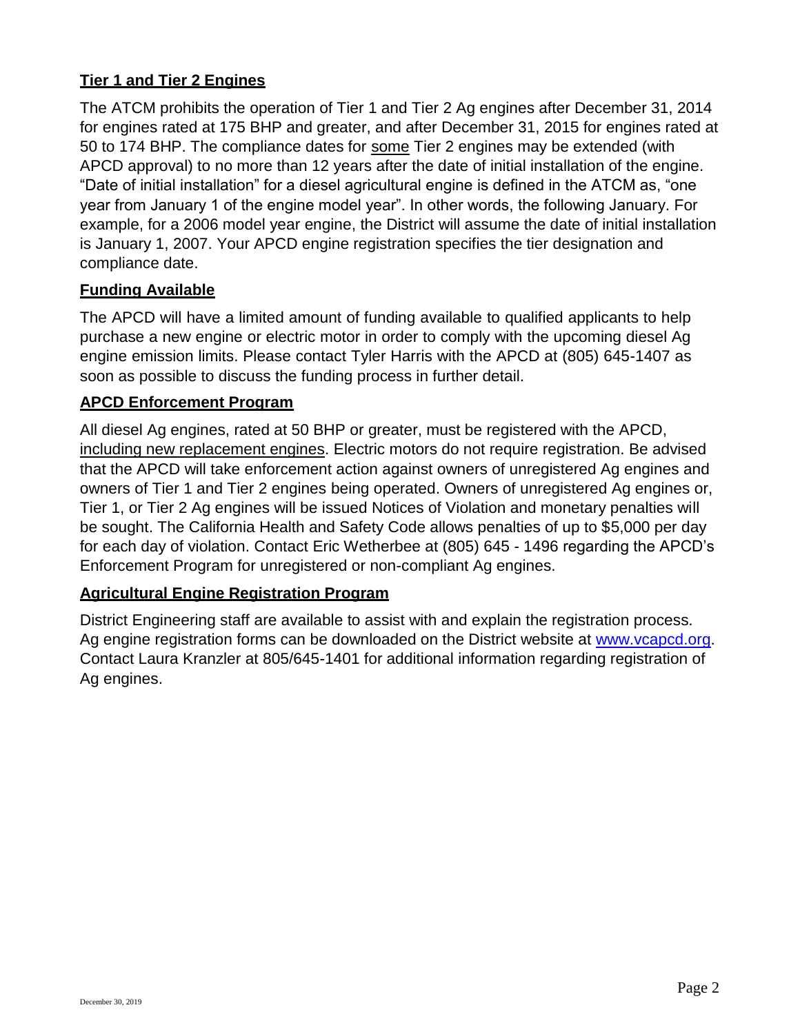## **Tier 1 and Tier 2 Engines**

The ATCM prohibits the operation of Tier 1 and Tier 2 Ag engines after December 31, 2014 for engines rated at 175 BHP and greater, and after December 31, 2015 for engines rated at 50 to 174 BHP. The compliance dates for some Tier 2 engines may be extended (with APCD approval) to no more than 12 years after the date of initial installation of the engine. "Date of initial installation" for a diesel agricultural engine is defined in the ATCM as, "one year from January 1 of the engine model year". In other words, the following January. For example, for a 2006 model year engine, the District will assume the date of initial installation is January 1, 2007. Your APCD engine registration specifies the tier designation and compliance date.

## **Funding Available**

The APCD will have a limited amount of funding available to qualified applicants to help purchase a new engine or electric motor in order to comply with the upcoming diesel Ag engine emission limits. Please contact Tyler Harris with the APCD at (805) 645-1407 as soon as possible to discuss the funding process in further detail.

## **APCD Enforcement Program**

All diesel Ag engines, rated at 50 BHP or greater, must be registered with the APCD, including new replacement engines. Electric motors do not require registration. Be advised that the APCD will take enforcement action against owners of unregistered Ag engines and owners of Tier 1 and Tier 2 engines being operated. Owners of unregistered Ag engines or, Tier 1, or Tier 2 Ag engines will be issued Notices of Violation and monetary penalties will be sought. The California Health and Safety Code allows penalties of up to $5,000 per day for each day of violation. Contact Eric Wetherbee at (805) 645 - 1496 regarding the APCD's Enforcement Program for unregistered or non-compliant Ag engines.

## **Agricultural Engine Registration Program**

District Engineering staff are available to assist with and explain the registration process. Ag engine registration forms can be downloaded on the District website at www.vcapcd.org. Contact Laura Kranzler at 805/645-1401 for additional information regarding registration of Ag engines.

December 30, 2019